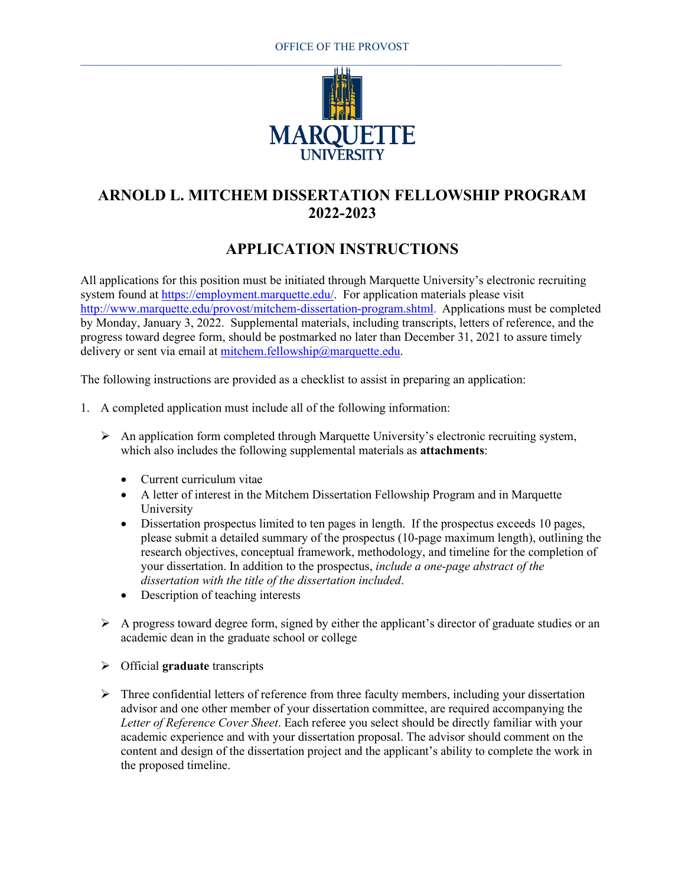OFFICE OF THE PROVOST

MARQUETTE UNIVERSITY

# ARNOLD L. MITCHEM DISSERTATION FELLOWSHIP PROGRAM 2022-2023

## APPLICATION INSTRUCTIONS

All applications for this position must be initiated through Marquette University's electronic recruiting system found at https://employment.marquette.edu/. For application materials please visit http://www.marquette.edu/provost/mitchem-dissertation-program.shtml. Applications must be completed by Monday, January 3, 2022. Supplemental materials, including transcripts, letters of reference, and the progress toward degree form, should be postmarked no later than December 31, 2021 to assure timely delivery or sent via email at mitchem.fellowship@marquette.edu.

The following instructions are provided as a checklist to assist in preparing an application:

1. A completed application must include all of the following information:

   - An application form completed through Marquette University's electronic recruiting system, which also includes the following supplemental materials as **attachments**:
     - Current curriculum vitae
     - A letter of interest in the Mitchem Dissertation Fellowship Program and in Marquette University
     - Dissertation prospectus limited to ten pages in length. If the prospectus exceeds 10 pages, please submit a detailed summary of the prospectus (10-page maximum length), outlining the research objectives, conceptual framework, methodology, and timeline for the completion of your dissertation. In addition to the prospectus, *include a one-page abstract of the dissertation with the title of the dissertation included*.
     - Description of teaching interests

   - A progress toward degree form, signed by either the applicant's director of graduate studies or an academic dean in the graduate school or college

   - Official **graduate** transcripts

   - Three confidential letters of reference from three faculty members, including your dissertation advisor and one other member of your dissertation committee, are required accompanying the *Letter of Reference Cover Sheet*. Each referee you select should be directly familiar with your academic experience and with your dissertation proposal. The advisor should comment on the content and design of the dissertation project and the applicant's ability to complete the work in the proposed timeline.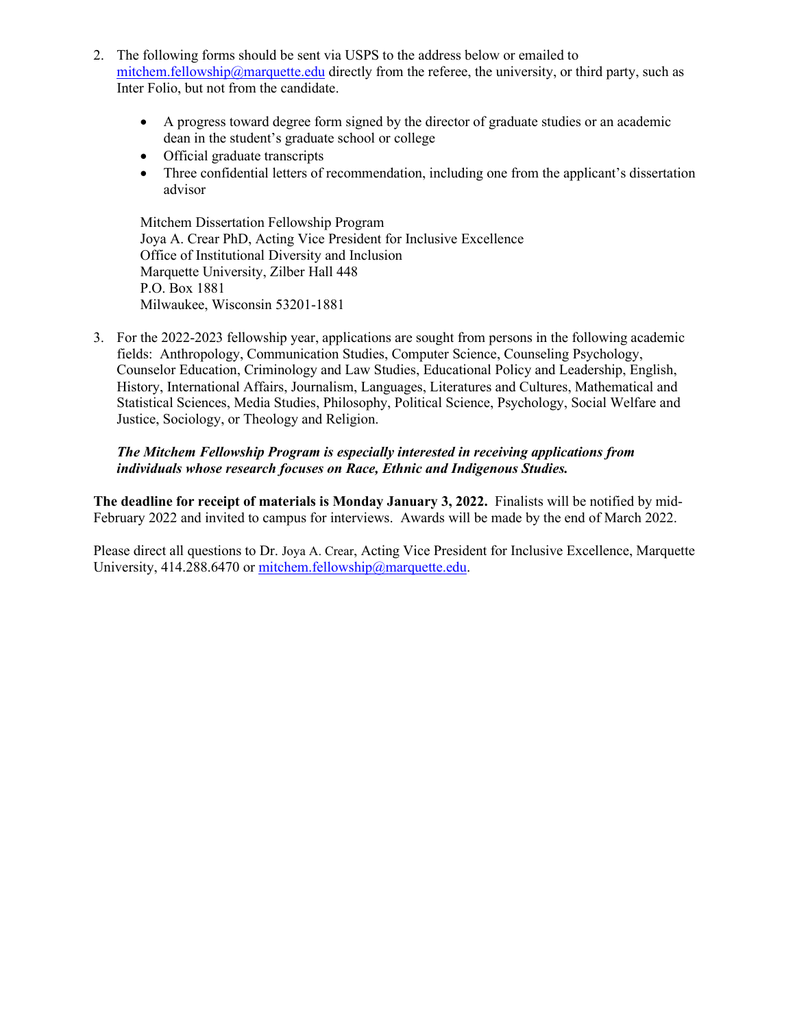2. The following forms should be sent via USPS to the address below or emailed to mitchem.fellowship@marquette.edu directly from the referee, the university, or third party, such as Inter Folio, but not from the candidate.

   - A progress toward degree form signed by the director of graduate studies or an academic dean in the student's graduate school or college
   - Official graduate transcripts
   - Three confidential letters of recommendation, including one from the applicant's dissertation advisor

   Mitchem Dissertation Fellowship Program
   Joya A. Crear PhD, Acting Vice President for Inclusive Excellence
   Office of Institutional Diversity and Inclusion
   Marquette University, Zilber Hall 448
   P.O. Box 1881
   Milwaukee, Wisconsin 53201-1881

3. For the 2022-2023 fellowship year, applications are sought from persons in the following academic fields: Anthropology, Communication Studies, Computer Science, Counseling Psychology, Counselor Education, Criminology and Law Studies, Educational Policy and Leadership, English, History, International Affairs, Journalism, Languages, Literatures and Cultures, Mathematical and Statistical Sciences, Media Studies, Philosophy, Political Science, Psychology, Social Welfare and Justice, Sociology, or Theology and Religion.

   ***The Mitchem Fellowship Program is especially interested in receiving applications from individuals whose research focuses on Race, Ethnic and Indigenous Studies.***

**The deadline for receipt of materials is Monday January 3, 2022.** Finalists will be notified by mid-February 2022 and invited to campus for interviews. Awards will be made by the end of March 2022.

Please direct all questions to Dr. Joya A. Crear, Acting Vice President for Inclusive Excellence, Marquette University, 414.288.6470 or mitchem.fellowship@marquette.edu.